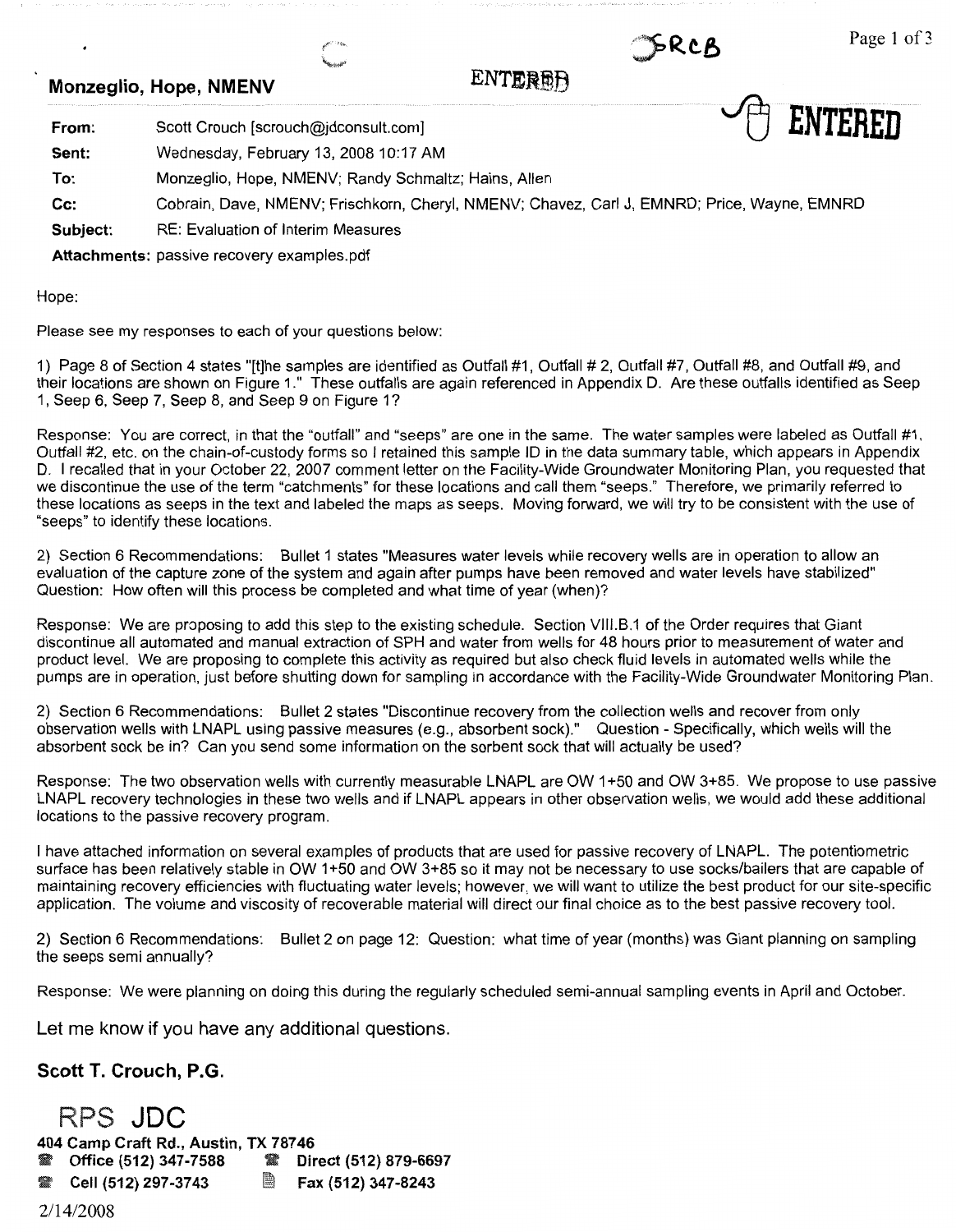**Monzeglio, Hope, NMENV**

ENTERED

ENTERED

| | |
|---|---|
| **From:** | Scott Crouch [scrouch@jdconsult.com] |
| **Sent:** | Wednesday, February 13, 2008 10:17 AM |
| **To:** | Monzeglio, Hope, NMENV; Randy Schmaltz; Hains, Allen |
| **Cc:** | Cobrain, Dave, NMENV; Frischkorn, Cheryl, NMENV; Chavez, Carl J, EMNRD; Price, Wayne, EMNRD |
| **Subject:** | RE: Evaluation of Interim Measures |
| **Attachments:** | passive recovery examples.pdf |

Hope:

Please see my responses to each of your questions below:

1) Page 8 of Section 4 states "[t]he samples are identified as Outfall #1, Outfall # 2, Outfall #7, Outfall #8, and Outfall #9, and their locations are shown on Figure 1." These outfalls are again referenced in Appendix D. Are these outfalls identified as Seep 1, Seep 6, Seep 7, Seep 8, and Seep 9 on Figure 1?

Response: You are correct, in that the "outfall" and "seeps" are one in the same. The water samples were labeled as Outfall #1, Outfall #2, etc. on the chain-of-custody forms so I retained this sample ID in the data summary table, which appears in Appendix D. I recalled that in your October 22, 2007 comment letter on the Facility-Wide Groundwater Monitoring Plan, you requested that we discontinue the use of the term "catchments" for these locations and call them "seeps." Therefore, we primarily referred to these locations as seeps in the text and labeled the maps as seeps. Moving forward, we will try to be consistent with the use of "seeps" to identify these locations.

2) Section 6 Recommendations: Bullet 1 states "Measures water levels while recovery wells are in operation to allow an evaluation of the capture zone of the system and again after pumps have been removed and water levels have stabilized" Question: How often will this process be completed and what time of year (when)?

Response: We are proposing to add this step to the existing schedule. Section VIII.B.1 of the Order requires that Giant discontinue all automated and manual extraction of SPH and water from wells for 48 hours prior to measurement of water and product level. We are proposing to complete this activity as required but also check fluid levels in automated wells while the pumps are in operation, just before shutting down for sampling in accordance with the Facility-Wide Groundwater Monitoring Plan.

2) Section 6 Recommendations: Bullet 2 states "Discontinue recovery from the collection wells and recover from only observation wells with LNAPL using passive measures (e.g., absorbent sock)." Question - Specifically, which wells will the absorbent sock be in? Can you send some information on the sorbent sock that will actually be used?

Response: The two observation wells with currently measurable LNAPL are OW 1+50 and OW 3+85. We propose to use passive LNAPL recovery technologies in these two wells and if LNAPL appears in other observation wells, we would add these additional locations to the passive recovery program.

I have attached information on several examples of products that are used for passive recovery of LNAPL. The potentiometric surface has been relatively stable in OW 1+50 and OW 3+85 so it may not be necessary to use socks/bailers that are capable of maintaining recovery efficiencies with fluctuating water levels; however, we will want to utilize the best product for our site-specific application. The volume and viscosity of recoverable material will direct our final choice as to the best passive recovery tool.

2) Section 6 Recommendations: Bullet 2 on page 12: Question: what time of year (months) was Giant planning on sampling the seeps semi annually?

Response: We were planning on doing this during the regularly scheduled semi-annual sampling events in April and October.

Let me know if you have any additional questions.

**Scott T. Crouch, P.G.**

**RPS JDC**

**404 Camp Craft Rd., Austin, TX 78746**
**Office (512) 347-7588** **Direct (512) 879-6697**
**Cell (512) 297-3743** **Fax (512) 347-8243**

2/14/2008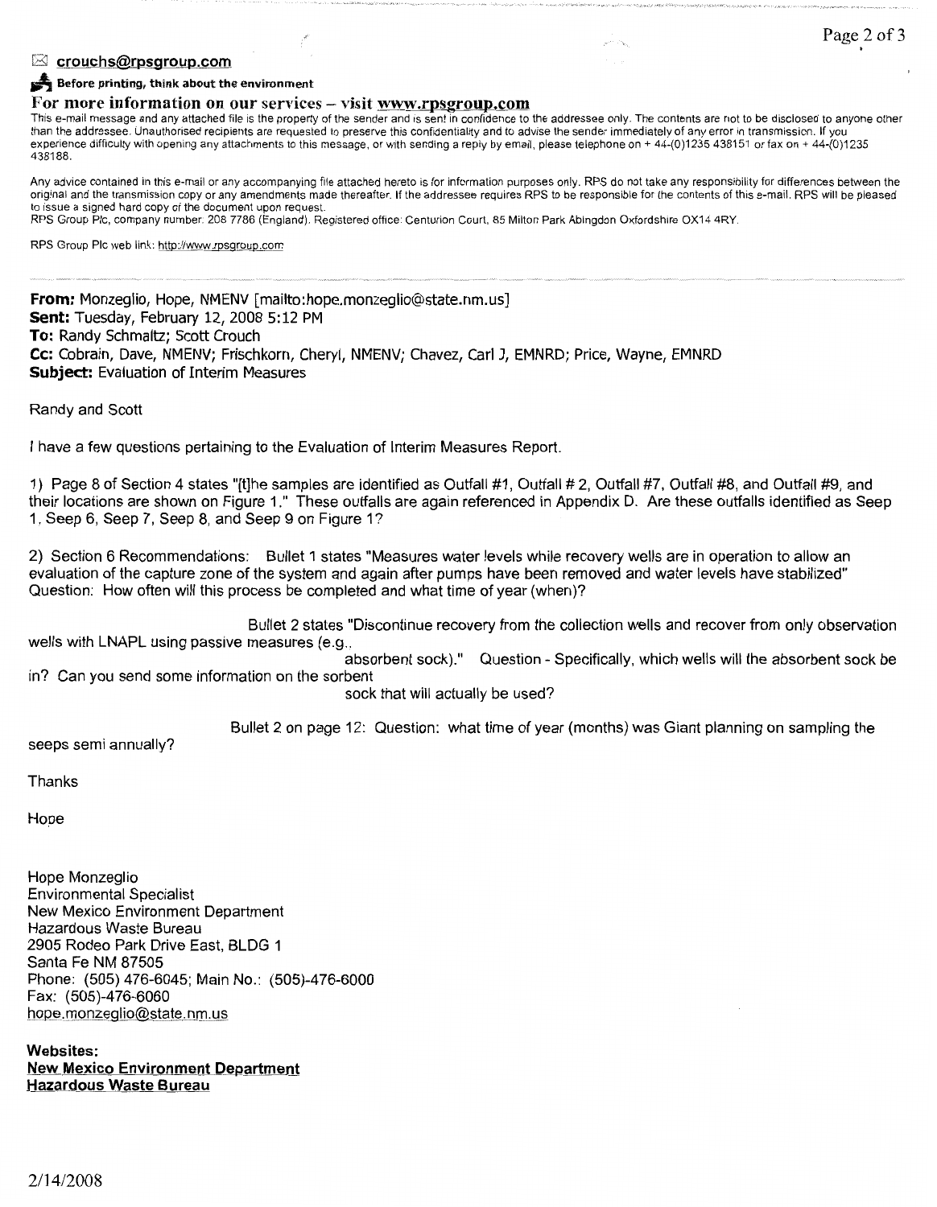crouchs@rpsgroup.com

**Before printing, think about the environment**

**For more information on our services – visit www.rpsgroup.com**

This e-mail message and any attached file is the property of the sender and is sent in confidence to the addressee only. The contents are not to be disclosed to anyone other than the addressee. Unauthorised recipients are requested to preserve this confidentiality and to advise the sender immediately of any error in transmission. If you experience difficulty with opening any attachments to this message, or with sending a reply by email, please telephone on + 44-(0)1235 438151 or fax on + 44-(0)1235 438188.

Any advice contained in this e-mail or any accompanying file attached hereto is for information purposes only. RPS do not take any responsibility for differences between the original and the transmission copy or any amendments made thereafter. If the addressee requires RPS to be responsible for the contents of this e-mail, RPS will be pleased to issue a signed hard copy of the document upon request.
RPS Group Plc, company number: 208 7786 (England). Registered office: Centurion Court, 85 Milton Park Abingdon Oxfordshire OX14 4RY.

RPS Group Plc web link: http://www.rpsgroup.com

---

**From:** Monzeglio, Hope, NMENV [mailto:hope.monzeglio@state.nm.us]
**Sent:** Tuesday, February 12, 2008 5:12 PM
**To:** Randy Schmaltz; Scott Crouch
**Cc:** Cobrain, Dave, NMENV; Frischkorn, Cheryl, NMENV; Chavez, Carl J, EMNRD; Price, Wayne, EMNRD
**Subject:** Evaluation of Interim Measures

Randy and Scott

I have a few questions pertaining to the Evaluation of Interim Measures Report.

1) Page 8 of Section 4 states "[t]he samples are identified as Outfall #1, Outfall # 2, Outfall #7, Outfall #8, and Outfall #9, and their locations are shown on Figure 1." These outfalls are again referenced in Appendix D. Are these outfalls identified as Seep 1, Seep 6, Seep 7, Seep 8, and Seep 9 on Figure 1?

2) Section 6 Recommendations: Bullet 1 states "Measures water levels while recovery wells are in operation to allow an evaluation of the capture zone of the system and again after pumps have been removed and water levels have stabilized" Question: How often will this process be completed and what time of year (when)?

Bullet 2 states "Discontinue recovery from the collection wells and recover from only observation wells with LNAPL using passive measures (e.g., absorbent sock)." Question - Specifically, which wells will the absorbent sock be in? Can you send some information on the sorbent sock that will actually be used?

Bullet 2 on page 12: Question: what time of year (months) was Giant planning on sampling the seeps semi annually?

Thanks

Hope

Hope Monzeglio
Environmental Specialist
New Mexico Environment Department
Hazardous Waste Bureau
2905 Rodeo Park Drive East, BLDG 1
Santa Fe NM 87505
Phone: (505) 476-6045; Main No.: (505)-476-6000
Fax: (505)-476-6060
hope.monzeglio@state.nm.us

**Websites:**
**New Mexico Environment Department**
**Hazardous Waste Bureau**

2/14/2008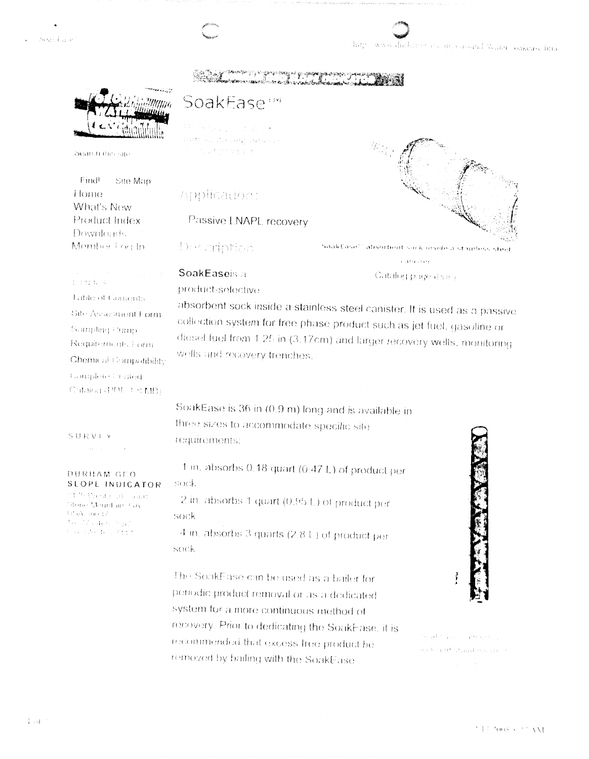# SoakEase™

## Application

Passive LNAPL recovery

## Description

SoakEase® absorbent sock inside a stainless steel canister

Catalog page data

**SoakEase** is a product-selective absorbent sock inside a stainless steel canister. It is used as a passive collection system for free phase product such as jet fuel, gasoline or diesel fuel from 1.25 in (3.17cm) and larger recovery wells, monitoring wells and recovery trenches.

SoakEase is 36 in (0.9 m) long and is available in three sizes to accommodate specific site requirements:

1 in. absorbs 0.18 quart (0.47 L) of product per sock

2 in. absorbs 1 quart (0.95 L) of product per sock

4 in. absorbs 3 quarts (2.8 L) of product per sock

The SoakEase can be used as a bailer for periodic product removal or as a dedicated system for a more continuous method of recovery. Prior to dedicating the SoakEase, it is recommended that excess free product be removed by bailing with the SoakEase.

Search the site

Find! Site Map

Home

What's New

Product Index

Downloads

Member Log In

Table of Contents

Site Assessment Form

Sampling Pump Requirements Form

Chemical Compatibility

Complete Catalog (PDF MB)

SURVEY

DURHAM GEO SLOPE INDICATOR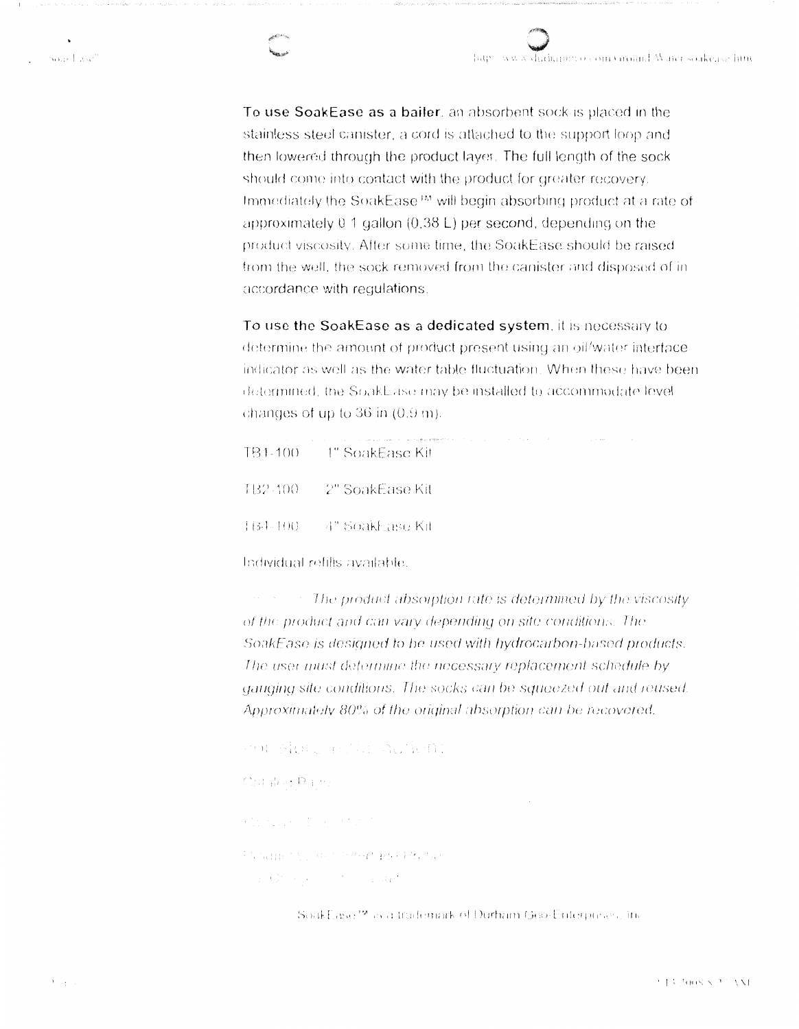**To use SoakEase as a bailer**, an absorbent sock is placed in the stainless steel canister, a cord is attached to the support loop and then lowered through the product layer. The full length of the sock should come into contact with the product for greater recovery. Immediately the SoakEase™ will begin absorbing product at a rate of approximately 0.1 gallon (0.38 L) per second, depending on the product viscosity. After some time, the SoakEase should be raised from the well, the sock removed from the canister and disposed of in accordance with regulations.

**To use the SoakEase as a dedicated system**, it is necessary to determine the amount of product present using an oil/water interface indicator as well as the water table fluctuation. When these have been determined, the SoakEase may be installed to accommodate level changes of up to 36 in (0.9 m).

| | |
|---|---|
| TB1-100 | 1" SoakEase Kit |
| TB2-100 | 2" SoakEase Kit |
| TB4-100 | 4" SoakEase Kit |

Individual refills available.

*The product absorption rate is determined by the viscosity of the product and can vary depending on site conditions. The SoakEase is designed to be used with hydrocarbon-based products. The user must determine the necessary replacement schedule by gauging site conditions. The socks can be squeezed out and reused. Approximately 80% of the original absorption can be recovered.*

SoakEase™ is a trademark of Durham Geo-Enterprises, Inc.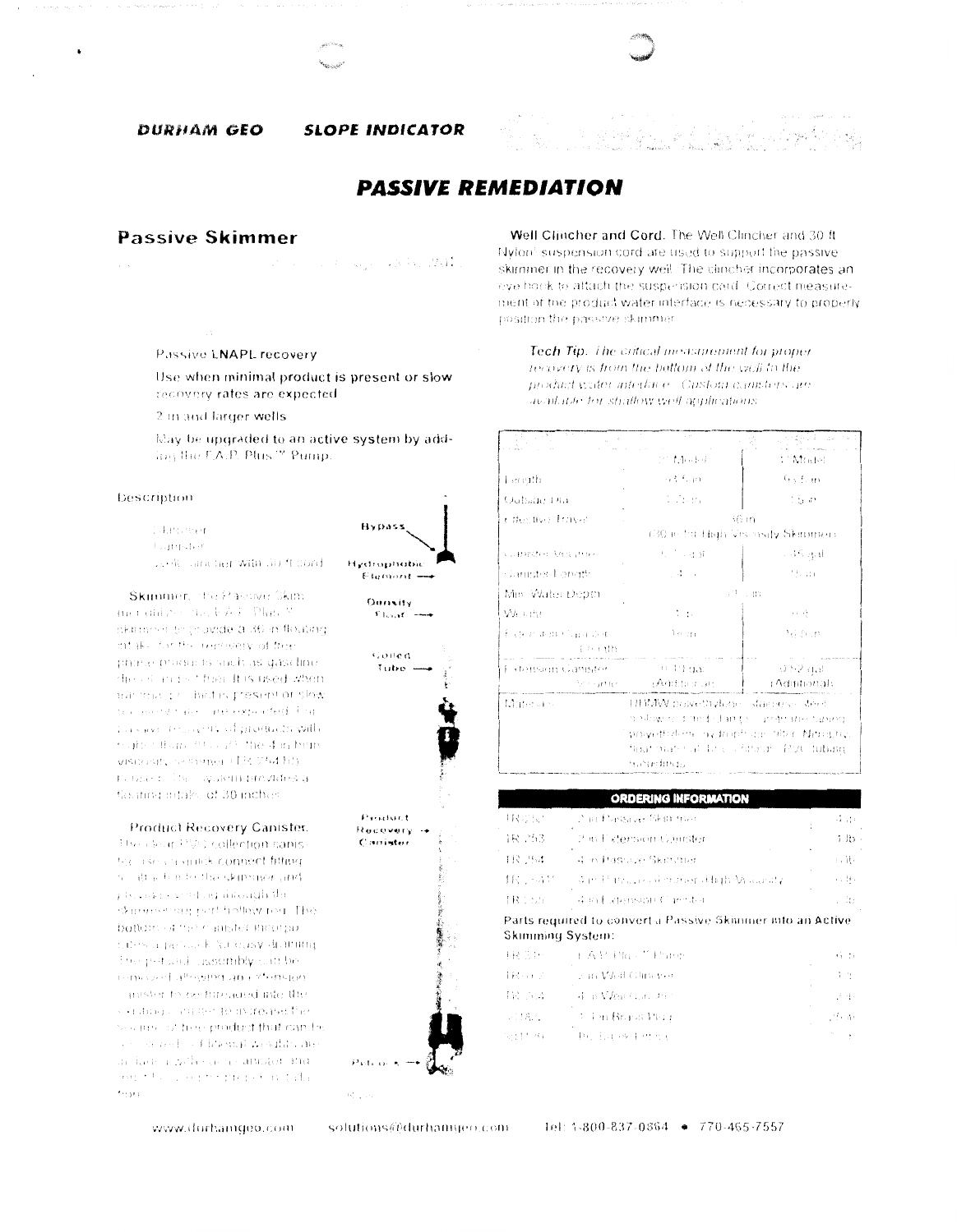# PASSIVE REMEDIATION

## Passive Skimmer

- Passive LNAPL recovery
- Use when minimal product is present or slow recovery rates are expected
- 2 in and larger wells
- May be upgraded to an active system by adding the F.A.P. Plus™ Pump.

### Description

- Skimmer
- Canister
- Well Clincher With 30 ft Cord

**Skimmer.** The Passive Skimmer utilizes the F.A.P. Plus™ skimmer to provide a 36 in floating intake for the recovery of free phase products such as gasoline, diesel and jet fuel. It is used when minimal product is present or slow recovery rates are expected. For passive recovery of products with viscosities ... the 4 in high viscosity skimmer (TR 254 HV) ... The system provides a floating intake of 30 inches.

**Product Recovery Canister.** The clear PVC collection canister uses a quick connect fitting to attach to the skimmer and ... The bottom of the canister incorporates a petcock for easy draining. The petcock assembly can be removed allowing an extension canister to be threaded into the ... to increase the volume of free product that can be ...

Bypass

Hydrophobic Element

Density Float

Coiled Tube

Product Recovery Canister

Petcock

**Well Clincher and Cord.** The Well Clincher and 30 ft Nylon suspension cord are used to support the passive skimmer in the recovery well. The clincher incorporates an eye hook to attach the suspension cord. Correct measurement of the product water interface is necessary to properly position the passive skimmer.

*Tech Tip: The critical measurement for proper recovery is from the bottom of the well to the product water interface. Custom canisters are available for shallow well applications.*

| | 2" Model | 4" Model |
|---|---|---|
| Length | 43.5 in | 63.5 in |
| Outside Dia | 1.75 in | 3.5 in |
| Effective Travel | 36 in (30 in for High Viscosity Skimmer) | |
| Canister Volume | ... gal | .35 gal |
| Canister Length | 24 in | 18 in |
| Min. Water Depth | ... in | |
| Weight | ... lb | ... lb |
| Extension Canister Length | 36 in | 36 in |
| Extension Canister Volume | 0.13 gal (Additional) | 0.52 gal (Additional) |
| Materials | HDPE polyethylene, stainless steel, hollow ... polyethylene hydrophobic filter, Nitrophyl float material, PVC tubing, fittings. | |

### ORDERING INFORMATION

| | | |
|---|---|---|
| TR 252 | 2 in Passive Skimmer | 4 lb |
| TR 253 | 2 in Extension Canister | 1 lb |
| TR 254 | 4 in Passive Skimmer | 6 lb |
| TR 254HV | 4 in Passive Skimmer High Viscosity | 6 lb |
| TR 255 | 4 in Extension Canister | 2 lb |

**Parts required to convert a Passive Skimmer into an Active Skimming System:**

| | | |
|---|---|---|
| TR 370 | F.A.P. Plus™ Pump | 6 lb |
| TR ... | 2 in Well Clincher | 1 lb |
| TR ... | 4 in Well Clincher | 2 lb |
| ... | 1/4 in Barbed ... | ... |
| ... | ... | ... |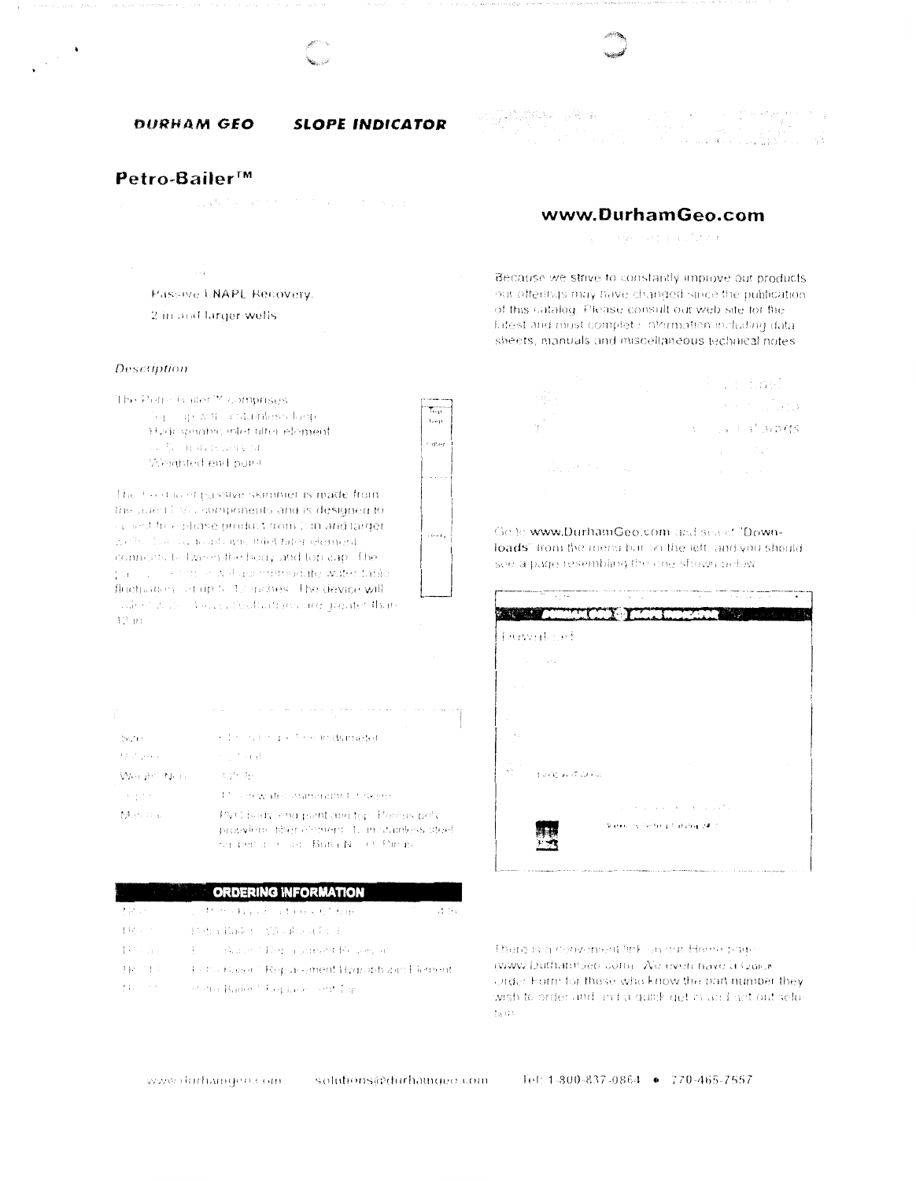**DURHAM GEO SLOPE INDICATOR**

# Petro-Bailer™

## www.DurhamGeo.com

Passive LNAPL Recovery
2 in and larger wells

*Description*

The Petro-Bailer™ comprises:

- Top cap with a stainless loop
- Hydrophobic inlet filter element
- ...
- Weighted end point

The ... passive skimmer is made from the ... components and is designed to ... free phase product from 2 in and larger wells. The ... hydrophobic inlet filter element connects between the body and top cap. The ... will accommodate water table fluctuation of up to 12 inches. The device will ... are greater than 12 in.

| | |
|---|---|
| Size | ... in diameter |
| Volume | ... |
| Weight | ... lb |
| ... | ... water ... |
| Material | PVC body, end point and top. Porous poly... propylene filter element. ... stainless steel ... Buna-N ... |

**ORDERING INFORMATION**

| | |
|---|---|
| ... | Petro-Bailer ... |
| ... | Petro-Bailer ... |
| ... | Petro-Bailer™ Replacement ... |
| ... | Petro-Bailer™ Replacement Hydrophobic Element |
| ... | Petro-Bailer™ Replacement Cap |

Because we strive to constantly improve our products, our offerings may have changed since the publication of this catalog. Please consult our web site for the latest and most complete information including data sheets, manuals and miscellaneous technical notes.

Go to **www.DurhamGeo.com** and select "**Downloads**" from the menu bar on the left, and you should see a page resembling the one shown below.

There is a convenient link on our Home page (www.DurhamGeo.com). We even have a Quick Order Form for those who know the part number they wish to order and ... a quick get in and get out solution.

www.durhamgeo.com solutions@durhamgeo.com Tel: 1-800-837-0864 • 770-465-7557